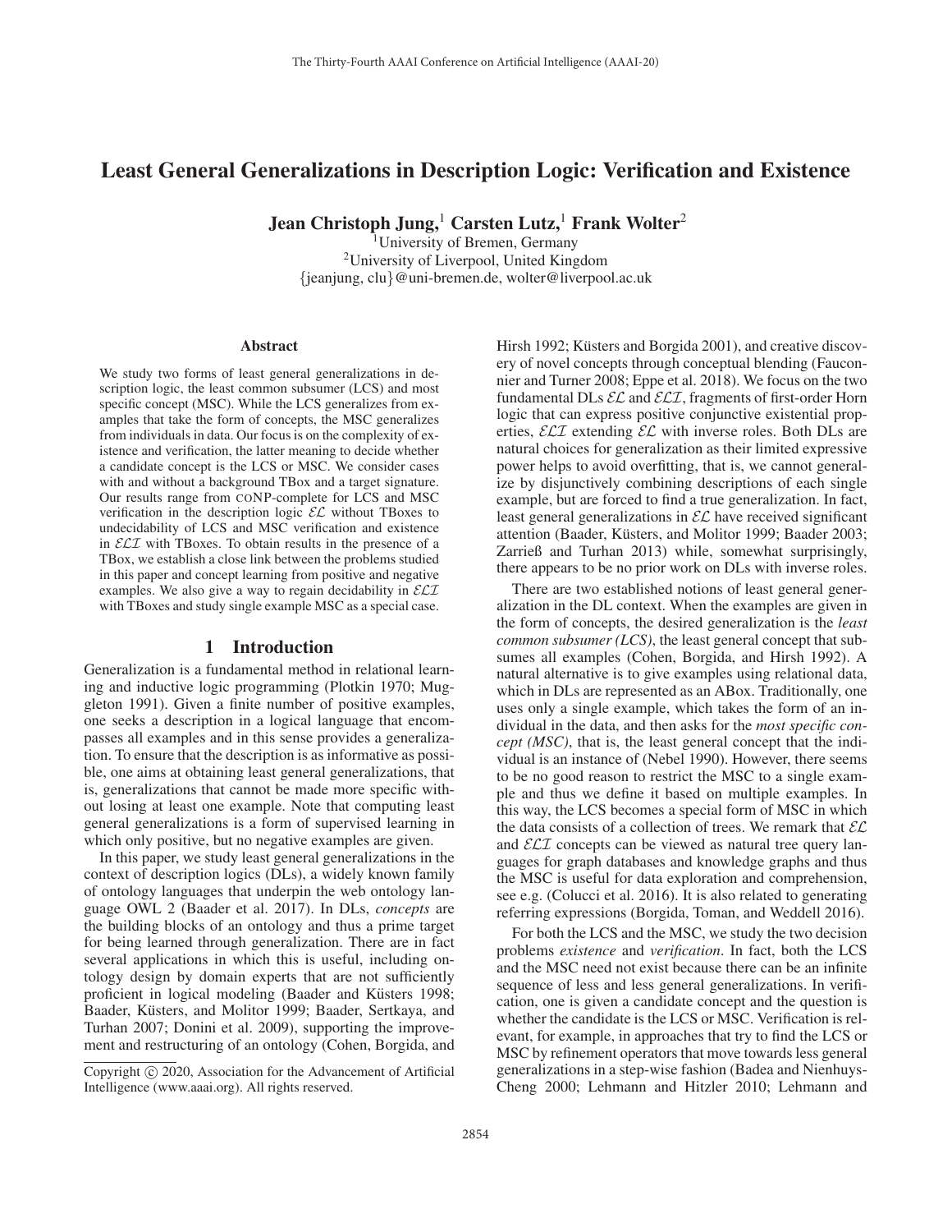# Least General Generalizations in Description Logic: Verification and Existence

**Jean Christoph Jung,[1] Carsten Lutz,[1] Frank Wolter[2]**

[1]University of Bremen, Germany
[2]University of Liverpool, United Kingdom
{jeanjung, clu}@uni-bremen.de, wolter@liverpool.ac.uk

### Abstract

We study two forms of least general generalizations in description logic, the least common subsumer (LCS) and most specific concept (MSC). While the LCS generalizes from examples that take the form of concepts, the MSC generalizes from individuals in data. Our focus is on the complexity of existence and verification, the latter meaning to decide whether a candidate concept is the LCS or MSC. We consider cases with and without a background TBox and a target signature. Our results range from CONP-complete for LCS and MSC verification in the description logic $\mathcal{EL}$ without TBoxes to undecidability of LCS and MSC verification and existence in $\mathcal{ELI}$ with TBoxes. To obtain results in the presence of a TBox, we establish a close link between the problems studied in this paper and concept learning from positive and negative examples. We also give a way to regain decidability in $\mathcal{ELI}$ with TBoxes and study single example MSC as a special case.

## 1 Introduction

Generalization is a fundamental method in relational learning and inductive logic programming (Plotkin 1970; Muggleton 1991). Given a finite number of positive examples, one seeks a description in a logical language that encompasses all examples and in this sense provides a generalization. To ensure that the description is as informative as possible, one aims at obtaining least general generalizations, that is, generalizations that cannot be made more specific without losing at least one example. Note that computing least general generalizations is a form of supervised learning in which only positive, but no negative examples are given.

In this paper, we study least general generalizations in the context of description logics (DLs), a widely known family of ontology languages that underpin the web ontology language OWL 2 (Baader et al. 2017). In DLs, *concepts* are the building blocks of an ontology and thus a prime target for being learned through generalization. There are in fact several applications in which this is useful, including ontology design by domain experts that are not sufficiently proficient in logical modeling (Baader and Küsters 1998; Baader, Küsters, and Molitor 1999; Baader, Sertkaya, and Turhan 2007; Donini et al. 2009), supporting the improvement and restructuring of an ontology (Cohen, Borgida, and Hirsh 1992; Küsters and Borgida 2001), and creative discovery of novel concepts through conceptual blending (Fauconnier and Turner 2008; Eppe et al. 2018). We focus on the two fundamental DLs $\mathcal{EL}$ and $\mathcal{ELI}$, fragments of first-order Horn logic that can express positive conjunctive existential properties, $\mathcal{ELI}$ extending $\mathcal{EL}$ with inverse roles. Both DLs are natural choices for generalization as their limited expressive power helps to avoid overfitting, that is, we cannot generalize by disjunctively combining descriptions of each single example, but are forced to find a true generalization. In fact, least general generalizations in $\mathcal{EL}$ have received significant attention (Baader, Küsters, and Molitor 1999; Baader 2003; Zarrieß and Turhan 2013) while, somewhat surprisingly, there appears to be no prior work on DLs with inverse roles.

There are two established notions of least general generalization in the DL context. When the examples are given in the form of concepts, the desired generalization is the *least common subsumer (LCS)*, the least general concept that subsumes all examples (Cohen, Borgida, and Hirsh 1992). A natural alternative is to give examples using relational data, which in DLs are represented as an ABox. Traditionally, one uses only a single example, which takes the form of an individual in the data, and then asks for the *most specific concept (MSC)*, that is, the least general concept that the individual is an instance of (Nebel 1990). However, there seems to be no good reason to restrict the MSC to a single example and thus we define it based on multiple examples. In this way, the LCS becomes a special form of MSC in which the data consists of a collection of trees. We remark that $\mathcal{EL}$ and $\mathcal{ELI}$ concepts can be viewed as natural tree query languages for graph databases and knowledge graphs and thus the MSC is useful for data exploration and comprehension, see e.g. (Colucci et al. 2016). It is also related to generating referring expressions (Borgida, Toman, and Weddell 2016).

For both the LCS and the MSC, we study the two decision problems *existence* and *verification*. In fact, both the LCS and the MSC need not exist because there can be an infinite sequence of less and less general generalizations. In verification, one is given a candidate concept and the question is whether the candidate is the LCS or MSC. Verification is relevant, for example, in approaches that try to find the LCS or MSC by refinement operators that move towards less general generalizations in a step-wise fashion (Badea and Nienhuys-Cheng 2000; Lehmann and Hitzler 2010; Lehmann and

Copyright © 2020, Association for the Advancement of Artificial Intelligence (www.aaai.org). All rights reserved.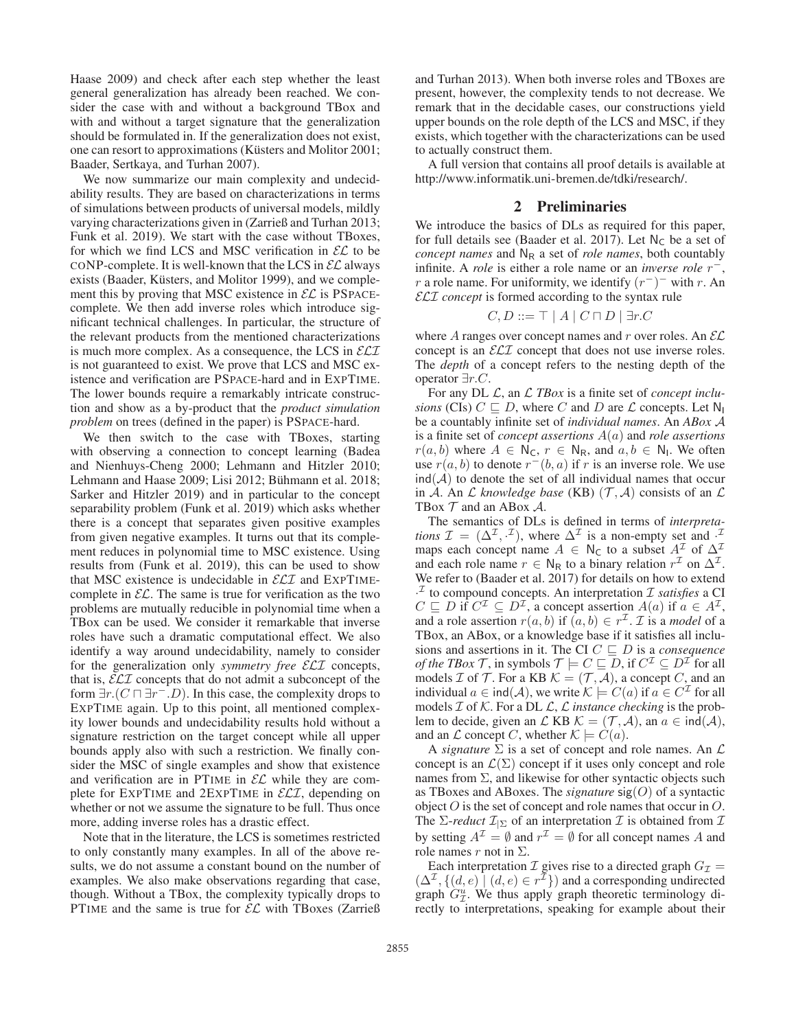Haase 2009) and check after each step whether the least general generalization has already been reached. We consider the case with and without a background TBox and with and without a target signature that the generalization should be formulated in. If the generalization does not exist, one can resort to approximations (Küsters and Molitor 2001; Baader, Sertkaya, and Turhan 2007).

We now summarize our main complexity and undecidability results. They are based on characterizations in terms of simulations between products of universal models, mildly varying characterizations given in (Zarrieß and Turhan 2013; Funk et al. 2019). We start with the case without TBoxes, for which we find LCS and MSC verification in $\mathcal{EL}$ to be coNP-complete. It is well-known that the LCS in $\mathcal{EL}$ always exists (Baader, Küsters, and Molitor 1999), and we complement this by proving that MSC existence in $\mathcal{EL}$ is PSPACE-complete. We then add inverse roles which introduce significant technical challenges. In particular, the structure of the relevant products from the mentioned characterizations is much more complex. As a consequence, the LCS in $\mathcal{ELI}$ is not guaranteed to exist. We prove that LCS and MSC existence and verification are PSPACE-hard and in EXPTIME. The lower bounds require a remarkably intricate construction and show as a by-product that the *product simulation problem* on trees (defined in the paper) is PSPACE-hard.

We then switch to the case with TBoxes, starting with observing a connection to concept learning (Badea and Nienhuys-Cheng 2000; Lehmann and Hitzler 2010; Lehmann and Haase 2009; Lisi 2012; Bühmann et al. 2018; Sarker and Hitzler 2019) and in particular to the concept separability problem (Funk et al. 2019) which asks whether there is a concept that separates given positive examples from given negative examples. It turns out that its complement reduces in polynomial time to MSC existence. Using results from (Funk et al. 2019), this can be used to show that MSC existence is undecidable in $\mathcal{ELI}$ and EXPTIME-complete in $\mathcal{EL}$. The same is true for verification as the two problems are mutually reducible in polynomial time when a TBox can be used. We consider it remarkable that inverse roles have such a dramatic computational effect. We also identify a way around undecidability, namely to consider for the generalization only *symmetry free* $\mathcal{ELI}$ concepts, that is, $\mathcal{ELI}$ concepts that do not admit a subconcept of the form $\exists r.(C \sqcap \exists r^-.D)$. In this case, the complexity drops to EXPTIME again. Up to this point, all mentioned complexity lower bounds and undecidability results hold without a signature restriction on the target concept while all upper bounds apply also with such a restriction. We finally consider the MSC of single examples and show that existence and verification are in PTIME in $\mathcal{EL}$ while they are complete for EXPTIME and 2EXPTIME in $\mathcal{ELI}$, depending on whether or not we assume the signature to be full. Thus once more, adding inverse roles has a drastic effect.

Note that in the literature, the LCS is sometimes restricted to only constantly many examples. In all of the above results, we do not assume a constant bound on the number of examples. We also make observations regarding that case, though. Without a TBox, the complexity typically drops to PTIME and the same is true for $\mathcal{EL}$ with TBoxes (Zarrieß and Turhan 2013). When both inverse roles and TBoxes are present, however, the complexity tends to not decrease. We remark that in the decidable cases, our constructions yield upper bounds on the role depth of the LCS and MSC, if they exists, which together with the characterizations can be used to actually construct them.

A full version that contains all proof details is available at http://www.informatik.uni-bremen.de/tdki/research/.

## 2 Preliminaries

We introduce the basics of DLs as required for this paper, for full details see (Baader et al. 2017). Let $\mathsf{N_C}$ be a set of *concept names* and $\mathsf{N_R}$ a set of *role names*, both countably infinite. A *role* is either a role name or an *inverse role* $r^-$, $r$ a role name. For uniformity, we identify $(r^-)^-$ with $r$. An $\mathcal{ELI}$ *concept* is formed according to the syntax rule

$$C, D ::= \top \mid A \mid C \sqcap D \mid \exists r.C$$

where $A$ ranges over concept names and $r$ over roles. An $\mathcal{EL}$ concept is an $\mathcal{ELI}$ concept that does not use inverse roles. The *depth* of a concept refers to the nesting depth of the operator $\exists r.C$.

For any DL $\mathcal{L}$, an $\mathcal{L}$ *TBox* is a finite set of *concept inclusions* (CIs) $C \sqsubseteq D$, where $C$ and $D$ are $\mathcal{L}$ concepts. Let $\mathsf{N_I}$ be a countably infinite set of *individual names*. An *ABox* $\mathcal{A}$ is a finite set of *concept assertions* $A(a)$ and *role assertions* $r(a, b)$ where $A \in \mathsf{N_C}$, $r \in \mathsf{N_R}$, and $a, b \in \mathsf{N_I}$. We often use $r(a, b)$ to denote $r^-(b, a)$ if $r$ is an inverse role. We use $\mathsf{ind}(\mathcal{A})$ to denote the set of all individual names that occur in $\mathcal{A}$. An $\mathcal{L}$ *knowledge base* (KB) $(\mathcal{T}, \mathcal{A})$ consists of an $\mathcal{L}$ TBox $\mathcal{T}$ and an ABox $\mathcal{A}$.

The semantics of DLs is defined in terms of *interpretations* $\mathcal{I} = (\Delta^\mathcal{I}, \cdot^\mathcal{I})$, where $\Delta^\mathcal{I}$ is a non-empty set and $\cdot^\mathcal{I}$ maps each concept name $A \in \mathsf{N_C}$ to a subset $A^\mathcal{I}$ of $\Delta^\mathcal{I}$ and each role name $r \in \mathsf{N_R}$ to a binary relation $r^\mathcal{I}$ on $\Delta^\mathcal{I}$. We refer to (Baader et al. 2017) for details on how to extend $\cdot^\mathcal{I}$ to compound concepts. An interpretation $\mathcal{I}$ *satisfies* a CI $C \sqsubseteq D$ if $C^\mathcal{I} \subseteq D^\mathcal{I}$, a concept assertion $A(a)$ if $a \in A^\mathcal{I}$, and a role assertion $r(a, b)$ if $(a, b) \in r^\mathcal{I}$. $\mathcal{I}$ is a *model* of a TBox, an ABox, or a knowledge base if it satisfies all inclusions and assertions in it. The CI $C \sqsubseteq D$ is a *consequence of the TBox* $\mathcal{T}$, in symbols $\mathcal{T} \models C \sqsubseteq D$, if $C^\mathcal{I} \subseteq D^\mathcal{I}$ for all models $\mathcal{I}$ of $\mathcal{T}$. For a KB $\mathcal{K} = (\mathcal{T}, \mathcal{A})$, a concept $C$, and an individual $a \in \mathsf{ind}(\mathcal{A})$, we write $\mathcal{K} \models C(a)$ if $a \in C^\mathcal{I}$ for all models $\mathcal{I}$ of $\mathcal{K}$. For a DL $\mathcal{L}$, $\mathcal{L}$ *instance checking* is the problem to decide, given an $\mathcal{L}$ KB $\mathcal{K} = (\mathcal{T}, \mathcal{A})$, an $a \in \mathsf{ind}(\mathcal{A})$, and an $\mathcal{L}$ concept $C$, whether $\mathcal{K} \models C(a)$.

A *signature* $\Sigma$ is a set of concept and role names. An $\mathcal{L}$ concept is an $\mathcal{L}(\Sigma)$ concept if it uses only concept and role names from $\Sigma$, and likewise for other syntactic objects such as TBoxes and ABoxes. The *signature* $\mathsf{sig}(O)$ of a syntactic object $O$ is the set of concept and role names that occur in $O$. The $\Sigma$-*reduct* $\mathcal{I}_{|\Sigma}$ of an interpretation $\mathcal{I}$ is obtained from $\mathcal{I}$ by setting $A^\mathcal{I} = \emptyset$ and $r^\mathcal{I} = \emptyset$ for all concept names $A$ and role names $r$ not in $\Sigma$.

Each interpretation $\mathcal{I}$ gives rise to a directed graph $G_\mathcal{I} = (\Delta^\mathcal{I}, \{(d, e) \mid (d, e) \in r^\mathcal{I}\})$ and a corresponding undirected graph $G^u_\mathcal{I}$. We thus apply graph theoretic terminology directly to interpretations, speaking for example about their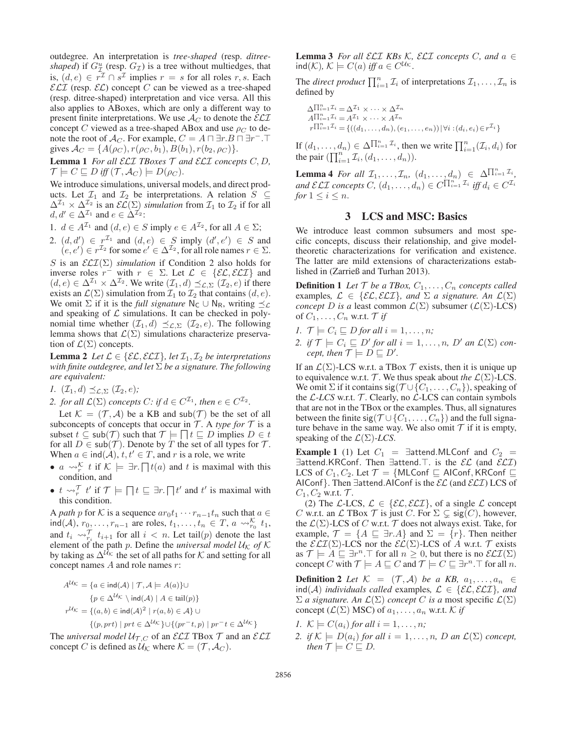outdegree. An interpretation is *tree-shaped* (resp. *ditree-shaped*) if $G^u_{\mathcal{I}}$ (resp. $G_{\mathcal{I}}$) is a tree without multiedges, that is, $(d, e) \in r^{\mathcal{I}} \cap s^{\mathcal{I}}$ implies $r = s$ for all roles $r, s$. Each $\mathcal{ELI}$ (resp. $\mathcal{EL}$) concept $C$ can be viewed as a tree-shaped (resp. ditree-shaped) interpretation and vice versa. All this also applies to ABoxes, which are only a different way to present finite interpretations. We use $\mathcal{A}_C$ to denote the $\mathcal{ELI}$ concept $C$ viewed as a tree-shaped ABox and use $\rho_C$ to denote the root of $\mathcal{A}_C$. For example, $C = A \sqcap \exists r.B \sqcap \exists r^-.\top$ gives $\mathcal{A}_C = \{A(\rho_C), r(\rho_C, b_1), B(b_1), r(b_2, \rho_C)\}$.

**Lemma 1** *For all $\mathcal{ELI}$ TBoxes $\mathcal{T}$ and $\mathcal{ELI}$ concepts $C, D$, $\mathcal{T} \models C \sqsubseteq D$ iff $(\mathcal{T}, \mathcal{A}_C) \models D(\rho_C)$.*

We introduce simulations, universal models, and direct products. Let $\mathcal{I}_1$ and $\mathcal{I}_2$ be interpretations. A relation $S \subseteq \Delta^{\mathcal{I}_1} \times \Delta^{\mathcal{I}_2}$ is an $\mathcal{EL}(\Sigma)$ *simulation* from $\mathcal{I}_1$ to $\mathcal{I}_2$ if for all $d, d' \in \Delta^{\mathcal{I}_1}$ and $e \in \Delta^{\mathcal{I}_2}$:

1. $d \in A^{\mathcal{I}_1}$ and $(d, e) \in S$ imply $e \in A^{\mathcal{I}_2}$, for all $A \in \Sigma$;
2. $(d, d') \in r^{\mathcal{I}_1}$ and $(d, e) \in S$ imply $(d', e') \in S$ and $(e, e') \in r^{\mathcal{I}_2}$ for some $e' \in \Delta^{\mathcal{I}_2}$, for all role names $r \in \Sigma$.

$S$ is an $\mathcal{ELI}(\Sigma)$ *simulation* if Condition 2 also holds for inverse roles $r^-$ with $r \in \Sigma$. Let $\mathcal{L} \in \{\mathcal{EL}, \mathcal{ELI}\}$ and $(d, e) \in \Delta^{\mathcal{I}_1} \times \Delta^{\mathcal{I}_2}$. We write $(\mathcal{I}_1, d) \preceq_{\mathcal{L},\Sigma} (\mathcal{I}_2, e)$ if there exists an $\mathcal{L}(\Sigma)$ simulation from $\mathcal{I}_1$ to $\mathcal{I}_2$ that contains $(d, e)$. We omit $\Sigma$ if it is the *full signature* $\mathsf{N_C} \cup \mathsf{N_R}$, writing $\preceq_{\mathcal{L}}$ and speaking of $\mathcal{L}$ simulations. It can be checked in polynomial time whether $(\mathcal{I}_1, d) \preceq_{\mathcal{L},\Sigma} (\mathcal{I}_2, e)$. The following lemma shows that $\mathcal{L}(\Sigma)$ simulations characterize preservation of $\mathcal{L}(\Sigma)$ concepts.

**Lemma 2** *Let $\mathcal{L} \in \{\mathcal{EL}, \mathcal{ELI}\}$, let $\mathcal{I}_1, \mathcal{I}_2$ be interpretations with finite outdegree, and let $\Sigma$ be a signature. The following are equivalent:*

1. *$(\mathcal{I}_1, d) \preceq_{\mathcal{L},\Sigma} (\mathcal{I}_2, e)$;*
2. *for all $\mathcal{L}(\Sigma)$ concepts $C$: if $d \in C^{\mathcal{I}_1}$, then $e \in C^{\mathcal{I}_2}$.*

Let $\mathcal{K} = (\mathcal{T}, \mathcal{A})$ be a KB and $\mathsf{sub}(\mathcal{T})$ be the set of all subconcepts of concepts that occur in $\mathcal{T}$. A *type for* $\mathcal{T}$ is a subset $t \subseteq \mathsf{sub}(\mathcal{T})$ such that $\mathcal{T} \models \bigsqcap t \sqsubseteq D$ implies $D \in t$ for all $D \in \mathsf{sub}(\mathcal{T})$. Denote by $T$ the set of all types for $\mathcal{T}$. When $a \in \mathsf{ind}(\mathcal{A})$, $t, t' \in T$, and $r$ is a role, we write

- $a \rightsquigarrow^{\mathcal{K}}_r t$ if $\mathcal{K} \models \exists r.\bigsqcap t(a)$ and $t$ is maximal with this condition, and
- $t \rightsquigarrow^{\mathcal{T}}_r t'$ if $\mathcal{T} \models \bigsqcap t \sqsubseteq \exists r.\bigsqcap t'$ and $t'$ is maximal with this condition.

A *path* $p$ for $\mathcal{K}$ is a sequence $ar_0t_1 \cdots r_{n-1}t_n$ such that $a \in \mathsf{ind}(\mathcal{A})$, $r_0, \ldots, r_{n-1}$ are roles, $t_1, \ldots, t_n \in T$, $a \rightsquigarrow^{\mathcal{K}}_{r_0} t_1$, and $t_i \rightsquigarrow^{\mathcal{T}}_{r_i} t_{i+1}$ for all $i < n$. Let $\mathsf{tail}(p)$ denote the last element of the path $p$. Define the *universal model* $\mathcal{U}_{\mathcal{K}}$ *of* $\mathcal{K}$ by taking as $\Delta^{\mathcal{U}_{\mathcal{K}}}$ the set of all paths for $\mathcal{K}$ and setting for all concept names $A$ and role names $r$:

$$
\begin{aligned}
A^{\mathcal{U}_{\mathcal{K}}} = {} & \{a \in \mathsf{ind}(\mathcal{A}) \mid \mathcal{T}, \mathcal{A} \models A(a)\} \cup \\
& \{p \in \Delta^{\mathcal{U}_{\mathcal{K}}} \setminus \mathsf{ind}(\mathcal{A}) \mid A \in \mathsf{tail}(p)\} \\
r^{\mathcal{U}_{\mathcal{K}}} = {} & \{(a, b) \in \mathsf{ind}(\mathcal{A})^2 \mid r(a, b) \in \mathcal{A}\} \cup \\
& \{(p, prt) \mid prt \in \Delta^{\mathcal{U}_{\mathcal{K}}}\} \cup \{(pr^-t, p) \mid pr^-t \in \Delta^{\mathcal{U}_{\mathcal{K}}}\}
\end{aligned}
$$

The *universal model* $\mathcal{U}_{\mathcal{T},C}$ of an $\mathcal{ELI}$ TBox $\mathcal{T}$ and an $\mathcal{ELI}$ concept $C$ is defined as $\mathcal{U}_{\mathcal{K}}$ where $\mathcal{K} = (\mathcal{T}, \mathcal{A}_C)$.

**Lemma 3** *For all $\mathcal{ELI}$ KBs $\mathcal{K}$, $\mathcal{ELI}$ concepts $C$, and $a \in \mathsf{ind}(\mathcal{K})$, $\mathcal{K} \models C(a)$ iff $a \in C^{\mathcal{U}_{\mathcal{K}}}$.*

The *direct product* $\prod_{i=1}^n \mathcal{I}_i$ of interpretations $\mathcal{I}_1, \ldots, \mathcal{I}_n$ is defined by

$$
\begin{aligned}
\Delta^{\prod_{i=1}^n \mathcal{I}_i} &= \Delta^{\mathcal{I}_1} \times \cdots \times \Delta^{\mathcal{I}_n} \\
A^{\prod_{i=1}^n \mathcal{I}_i} &= A^{\mathcal{I}_1} \times \cdots \times A^{\mathcal{I}_n} \\
r^{\prod_{i=1}^n \mathcal{I}_i} &= \{((d_1, \ldots, d_n), (e_1, \ldots, e_n)) \mid \forall i : (d_i, e_i) \in r^{\mathcal{I}_i}\}
\end{aligned}
$$

If $(d_1, \ldots, d_n) \in \Delta^{\prod_{i=1}^n \mathcal{I}_i}$, then we write $\prod_{i=1}^n (\mathcal{I}_i, d_i)$ for the pair $(\prod_{i=1}^n \mathcal{I}_i, (d_1, \ldots, d_n))$.

**Lemma 4** *For all $\mathcal{I}_1, \ldots, \mathcal{I}_n$, $(d_1, \ldots, d_n) \in \Delta^{\prod_{i=1}^n \mathcal{I}_i}$, and $\mathcal{ELI}$ concepts $C$, $(d_1, \ldots, d_n) \in C^{\prod_{i=1}^n \mathcal{I}_i}$ iff $d_i \in C^{\mathcal{I}_i}$ for $1 \leq i \leq n$.*

## 3 LCS and MSC: Basics

We introduce least common subsumers and most specific concepts, discuss their relationship, and give model-theoretic characterizations for verification and existence. The latter are mild extensions of characterizations established in (Zarrieß and Turhan 2013).

**Definition 1** *Let $\mathcal{T}$ be a TBox, $C_1, \ldots, C_n$ concepts called* examples*, $\mathcal{L} \in \{\mathcal{EL}, \mathcal{ELI}\}$, and $\Sigma$ a signature. An $\mathcal{L}(\Sigma)$ concept $D$ is a* least common $\mathcal{L}(\Sigma)$ subsumer *($\mathcal{L}(\Sigma)$-LCS) of $C_1, \ldots, C_n$* w.r.t. *$\mathcal{T}$ if*

1. *$\mathcal{T} \models C_i \sqsubseteq D$ for all $i = 1, \ldots, n$;*
2. *if $\mathcal{T} \models C_i \sqsubseteq D'$ for all $i = 1, \ldots, n$, $D'$ an $\mathcal{L}(\Sigma)$ concept, then $\mathcal{T} \models D \sqsubseteq D'$.*

If an $\mathcal{L}(\Sigma)$-LCS w.r.t. a TBox $\mathcal{T}$ exists, then it is unique up to equivalence w.r.t. $\mathcal{T}$. We thus speak about *the* $\mathcal{L}(\Sigma)$-LCS. We omit $\Sigma$ if it contains $\mathsf{sig}(\mathcal{T} \cup \{C_1, \ldots, C_n\})$, speaking of the $\mathcal{L}$*-LCS* w.r.t. $\mathcal{T}$. Clearly, no $\mathcal{L}$-LCS can contain symbols that are not in the TBox or the examples. Thus, all signatures between the finite $\mathsf{sig}(\mathcal{T} \cup \{C_1, \ldots, C_n\})$ and the full signature behave in the same way. We also omit $\mathcal{T}$ if it is empty, speaking of the $\mathcal{L}(\Sigma)$*-LCS*.

**Example 1** (1) Let $C_1 = \exists\mathsf{attend}.\mathsf{MLConf}$ and $C_2 = \exists\mathsf{attend}.\mathsf{KRConf}$. Then $\exists\mathsf{attend}.\top$. is the $\mathcal{EL}$ (and $\mathcal{ELI}$) LCS of $C_1, C_2$. Let $\mathcal{T} = \{\mathsf{MLConf} \sqsubseteq \mathsf{AIConf}, \mathsf{KRConf} \sqsubseteq \mathsf{AIConf}\}$. Then $\exists\mathsf{attend}.\mathsf{AIConf}$ is the $\mathcal{EL}$ (and $\mathcal{ELI}$) LCS of $C_1, C_2$ w.r.t. $\mathcal{T}$.

(2) The $\mathcal{L}$-LCS, $\mathcal{L} \in \{\mathcal{EL}, \mathcal{ELI}\}$, of a single $\mathcal{L}$ concept $C$ w.r.t. an $\mathcal{L}$ TBox $\mathcal{T}$ is just $C$. For $\Sigma \subsetneq \mathsf{sig}(C)$, however, the $\mathcal{L}(\Sigma)$-LCS of $C$ w.r.t. $\mathcal{T}$ does not always exist. Take, for example, $\mathcal{T} = \{A \sqsubseteq \exists r.A\}$ and $\Sigma = \{r\}$. Then neither the $\mathcal{ELI}(\Sigma)$-LCS nor the $\mathcal{EL}(\Sigma)$-LCS of $A$ w.r.t. $\mathcal{T}$ exists as $\mathcal{T} \models A \sqsubseteq \exists r^n.\top$ for all $n \geq 0$, but there is no $\mathcal{ELI}(\Sigma)$ concept $C$ with $\mathcal{T} \models A \sqsubseteq C$ and $\mathcal{T} \models C \sqsubseteq \exists r^n.\top$ for all $n$.

**Definition 2** *Let $\mathcal{K} = (\mathcal{T}, \mathcal{A})$ be a KB, $a_1, \ldots, a_n \in \mathsf{ind}(\mathcal{A})$ individuals called* examples*, $\mathcal{L} \in \{\mathcal{EL}, \mathcal{ELI}\}$, and $\Sigma$ a signature. An $\mathcal{L}(\Sigma)$ concept $C$ is a* most specific $\mathcal{L}(\Sigma)$ concept *($\mathcal{L}(\Sigma)$ MSC) of $a_1, \ldots, a_n$* w.r.t. *$\mathcal{K}$ if*

1. *$\mathcal{K} \models C(a_i)$ for all $i = 1, \ldots, n$;*
2. *if $\mathcal{K} \models D(a_i)$ for all $i = 1, \ldots, n$, $D$ an $\mathcal{L}(\Sigma)$ concept, then $\mathcal{T} \models C \sqsubseteq D$.*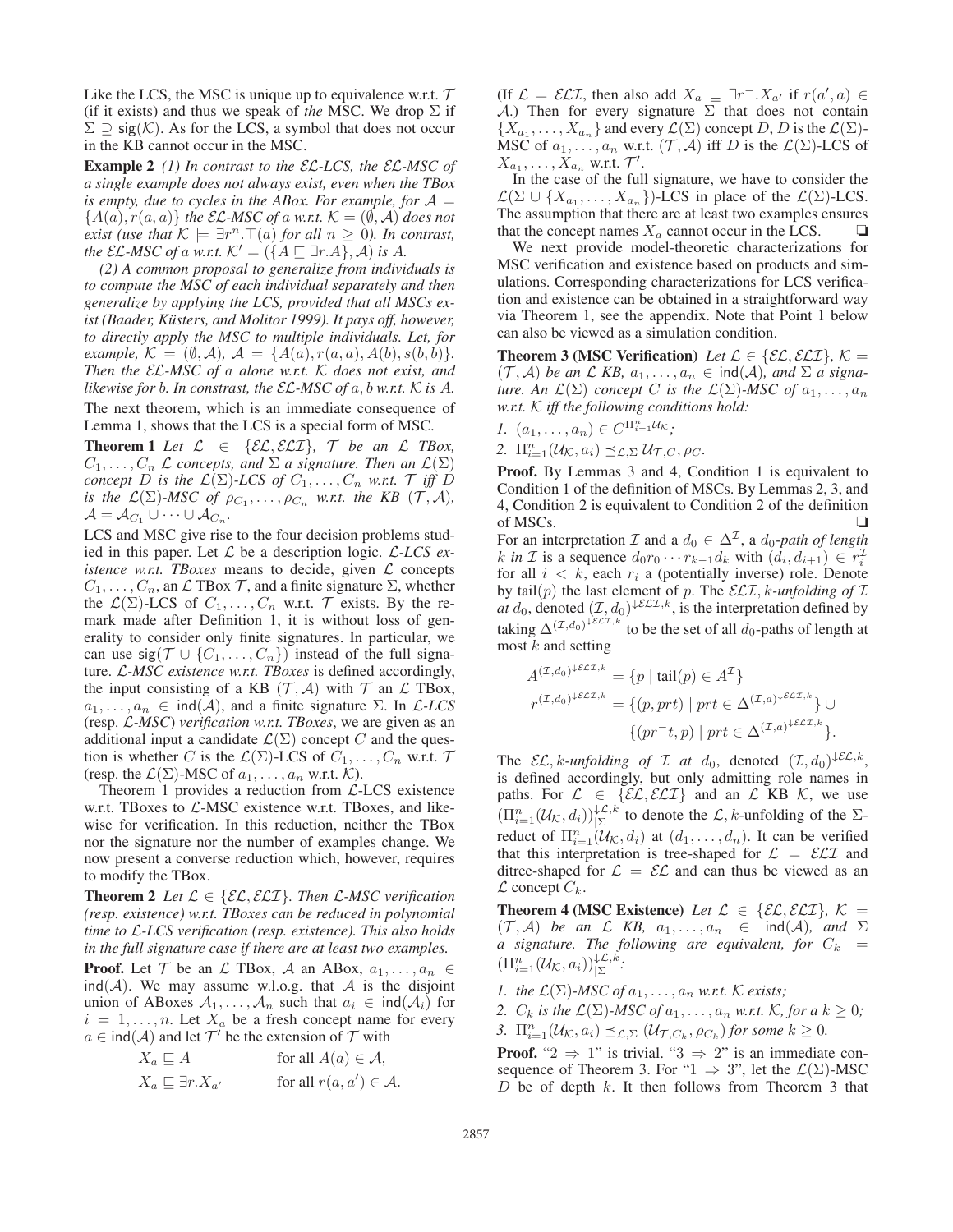Like the LCS, the MSC is unique up to equivalence w.r.t. $\mathcal{T}$ (if it exists) and thus we speak of *the* MSC. We drop $\Sigma$ if $\Sigma \supseteq \mathsf{sig}(\mathcal{K})$. As for the LCS, a symbol that does not occur in the KB cannot occur in the MSC.

**Example 2** *(1) In contrast to the $\mathcal{EL}$-LCS, the $\mathcal{EL}$-MSC of a single example does not always exist, even when the TBox is empty, due to cycles in the ABox. For example, for $\mathcal{A} = \{A(a), r(a,a)\}$ the $\mathcal{EL}$-MSC of $a$ w.r.t. $\mathcal{K} = (\emptyset, \mathcal{A})$ does not exist (use that $\mathcal{K} \models \exists r^n.\top(a)$ for all $n \geq 0$). In contrast, the $\mathcal{EL}$-MSC of $a$ w.r.t. $\mathcal{K}' = (\{A \sqsubseteq \exists r.A\}, \mathcal{A})$ is $A$.*

*(2) A common proposal to generalize from individuals is to compute the MSC of each individual separately and then generalize by applying the LCS, provided that all MSCs exist (Baader, Küsters, and Molitor 1999). It pays off, however, to directly apply the MSC to multiple individuals. Let, for example, $\mathcal{K} = (\emptyset, \mathcal{A})$, $\mathcal{A} = \{A(a), r(a,a), A(b), s(b,b)\}$. Then the $\mathcal{EL}$-MSC of $a$ alone w.r.t. $\mathcal{K}$ does not exist, and likewise for $b$. In constrast, the $\mathcal{EL}$-MSC of $a, b$ w.r.t. $\mathcal{K}$ is $A$.*

The next theorem, which is an immediate consequence of Lemma 1, shows that the LCS is a special form of MSC.

**Theorem 1** *Let $\mathcal{L} \in \{\mathcal{EL}, \mathcal{ELI}\}$, $\mathcal{T}$ be an $\mathcal{L}$ TBox, $C_1, \dots, C_n$ $\mathcal{L}$ concepts, and $\Sigma$ a signature. Then an $\mathcal{L}(\Sigma)$ concept $D$ is the $\mathcal{L}(\Sigma)$-LCS of $C_1, \dots, C_n$ w.r.t. $\mathcal{T}$ iff $D$ is the $\mathcal{L}(\Sigma)$-MSC of $\rho_{C_1}, \dots, \rho_{C_n}$ w.r.t. the KB $(\mathcal{T}, \mathcal{A})$, $\mathcal{A} = \mathcal{A}_{C_1} \cup \cdots \cup \mathcal{A}_{C_n}$.*

LCS and MSC give rise to the four decision problems studied in this paper. Let $\mathcal{L}$ be a description logic. *$\mathcal{L}$-LCS existence w.r.t. TBoxes* means to decide, given $\mathcal{L}$ concepts $C_1, \dots, C_n$, an $\mathcal{L}$ TBox $\mathcal{T}$, and a finite signature $\Sigma$, whether the $\mathcal{L}(\Sigma)$-LCS of $C_1, \dots, C_n$ w.r.t. $\mathcal{T}$ exists. By the remark made after Definition 1, it is without loss of generality to consider only finite signatures. In particular, we can use $\mathsf{sig}(\mathcal{T} \cup \{C_1, \dots, C_n\})$ instead of the full signature. *$\mathcal{L}$-MSC existence w.r.t. TBoxes* is defined accordingly, the input consisting of a KB $(\mathcal{T}, \mathcal{A})$ with $\mathcal{T}$ an $\mathcal{L}$ TBox, $a_1, \dots, a_n \in \mathsf{ind}(\mathcal{A})$, and a finite signature $\Sigma$. In *$\mathcal{L}$-LCS* (resp. *$\mathcal{L}$-MSC*) *verification w.r.t. TBoxes*, we are given as an additional input a candidate $\mathcal{L}(\Sigma)$ concept $C$ and the question is whether $C$ is the $\mathcal{L}(\Sigma)$-LCS of $C_1, \dots, C_n$ w.r.t. $\mathcal{T}$ (resp. the $\mathcal{L}(\Sigma)$-MSC of $a_1, \dots, a_n$ w.r.t. $\mathcal{K}$).

Theorem 1 provides a reduction from $\mathcal{L}$-LCS existence w.r.t. TBoxes to $\mathcal{L}$-MSC existence w.r.t. TBoxes, and likewise for verification. In this reduction, neither the TBox nor the signature nor the number of examples change. We now present a converse reduction which, however, requires to modify the TBox.

**Theorem 2** *Let $\mathcal{L} \in \{\mathcal{EL}, \mathcal{ELI}\}$. Then $\mathcal{L}$-MSC verification (resp. existence) w.r.t. TBoxes can be reduced in polynomial time to $\mathcal{L}$-LCS verification (resp. existence). This also holds in the full signature case if there are at least two examples.*

**Proof.** Let $\mathcal{T}$ be an $\mathcal{L}$ TBox, $\mathcal{A}$ an ABox, $a_1, \dots, a_n \in \mathsf{ind}(\mathcal{A})$. We may assume w.l.o.g. that $\mathcal{A}$ is the disjoint union of ABoxes $\mathcal{A}_1, \dots, \mathcal{A}_n$ such that $a_i \in \mathsf{ind}(\mathcal{A}_i)$ for $i = 1, \dots, n$. Let $X_a$ be a fresh concept name for every $a \in \mathsf{ind}(\mathcal{A})$ and let $\mathcal{T}'$ be the extension of $\mathcal{T}$ with

$$X_a \sqsubseteq A \qquad \text{for all } A(a) \in \mathcal{A},$$
$$X_a \sqsubseteq \exists r.X_{a'} \qquad \text{for all } r(a, a') \in \mathcal{A}.$$

(If $\mathcal{L} = \mathcal{ELI}$, then also add $X_a \sqsubseteq \exists r^-.X_{a'}$ if $r(a', a) \in \mathcal{A}$.) Then for every signature $\Sigma$ that does not contain $\{X_{a_1}, \dots, X_{a_n}\}$ and every $\mathcal{L}(\Sigma)$ concept $D$, $D$ is the $\mathcal{L}(\Sigma)$-MSC of $a_1, \dots, a_n$ w.r.t. $(\mathcal{T}, \mathcal{A})$ iff $D$ is the $\mathcal{L}(\Sigma)$-LCS of $X_{a_1}, \dots, X_{a_n}$ w.r.t. $\mathcal{T}'$.

In the case of the full signature, we have to consider the $\mathcal{L}(\Sigma \cup \{X_{a_1}, \dots, X_{a_n}\})$-LCS in place of the $\mathcal{L}(\Sigma)$-LCS. The assumption that there are at least two examples ensures that the concept names $X_a$ cannot occur in the LCS. ❑

We next provide model-theoretic characterizations for MSC verification and existence based on products and simulations. Corresponding characterizations for LCS verification and existence can be obtained in a straightforward way via Theorem 1, see the appendix. Note that Point 1 below can also be viewed as a simulation condition.

**Theorem 3 (MSC Verification)** *Let $\mathcal{L} \in \{\mathcal{EL}, \mathcal{ELI}\}$, $\mathcal{K} = (\mathcal{T}, \mathcal{A})$ be an $\mathcal{L}$ KB, $a_1, \dots, a_n \in \mathsf{ind}(\mathcal{A})$, and $\Sigma$ a signature. An $\mathcal{L}(\Sigma)$ concept $C$ is the $\mathcal{L}(\Sigma)$-MSC of $a_1, \dots, a_n$ w.r.t. $\mathcal{K}$ iff the following conditions hold:*

1. *$(a_1, \dots, a_n) \in C^{\Pi_{i=1}^n \mathcal{U}_\mathcal{K}}$;*
2. *$\Pi_{i=1}^n (\mathcal{U}_\mathcal{K}, a_i) \preceq_{\mathcal{L},\Sigma} \mathcal{U}_{\mathcal{T},C}, \rho_C$.*

**Proof.** By Lemmas 3 and 4, Condition 1 is equivalent to Condition 1 of the definition of MSCs. By Lemmas 2, 3, and 4, Condition 2 is equivalent to Condition 2 of the definition of MSCs. ❑

For an interpretation $\mathcal{I}$ and a $d_0 \in \Delta^\mathcal{I}$, a *$d_0$-path of length $k$ in $\mathcal{I}$* is a sequence $d_0 r_0 \cdots r_{k-1} d_k$ with $(d_i, d_{i+1}) \in r_i^\mathcal{I}$ for all $i < k$, each $r_i$ a (potentially inverse) role. Denote by $\mathsf{tail}(p)$ the last element of $p$. The *$\mathcal{ELI}, k$-unfolding of $\mathcal{I}$ at $d_0$*, denoted $(\mathcal{I}, d_0)^{\downarrow \mathcal{ELI}, k}$, is the interpretation defined by taking $\Delta^{(\mathcal{I}, d_0)^{\downarrow \mathcal{ELI}, k}}$ to be the set of all $d_0$-paths of length at most $k$ and setting

$$A^{(\mathcal{I}, d_0)^{\downarrow \mathcal{ELI}, k}} = \{p \mid \mathsf{tail}(p) \in A^\mathcal{I}\}$$
$$r^{(\mathcal{I}, d_0)^{\downarrow \mathcal{ELI}, k}} = \{(p, prt) \mid prt \in \Delta^{(\mathcal{I}, a)^{\downarrow \mathcal{ELI}, k}}\} \cup \{(pr^-t, p) \mid prt \in \Delta^{(\mathcal{I}, a)^{\downarrow \mathcal{ELI}, k}}\}.$$

The *$\mathcal{EL}, k$-unfolding of $\mathcal{I}$ at $d_0$*, denoted $(\mathcal{I}, d_0)^{\downarrow \mathcal{EL}, k}$, is defined accordingly, but only admitting role names in paths. For $\mathcal{L} \in \{\mathcal{EL}, \mathcal{ELI}\}$ and an $\mathcal{L}$ KB $\mathcal{K}$, we use $(\Pi_{i=1}^n (\mathcal{U}_\mathcal{K}, d_i))_{|\Sigma}^{\downarrow \mathcal{L}, k}$ to denote the $\mathcal{L}, k$-unfolding of the $\Sigma$-reduct of $\Pi_{i=1}^n (\mathcal{U}_\mathcal{K}, d_i)$ at $(d_1, \dots, d_n)$. It can be verified that this interpretation is tree-shaped for $\mathcal{L} = \mathcal{ELI}$ and ditree-shaped for $\mathcal{L} = \mathcal{EL}$ and can thus be viewed as an $\mathcal{L}$ concept $C_k$.

**Theorem 4 (MSC Existence)** *Let $\mathcal{L} \in \{\mathcal{EL}, \mathcal{ELI}\}$, $\mathcal{K} = (\mathcal{T}, \mathcal{A})$ be an $\mathcal{L}$ KB, $a_1, \dots, a_n \in \mathsf{ind}(\mathcal{A})$, and $\Sigma$ a signature. The following are equivalent, for $C_k = (\Pi_{i=1}^n (\mathcal{U}_\mathcal{K}, a_i))_{|\Sigma}^{\downarrow \mathcal{L}, k}$:*

1. *the $\mathcal{L}(\Sigma)$-MSC of $a_1, \dots, a_n$ w.r.t. $\mathcal{K}$ exists;*
2. *$C_k$ is the $\mathcal{L}(\Sigma)$-MSC of $a_1, \dots, a_n$ w.r.t. $\mathcal{K}$, for a $k \geq 0$;*
3. *$\Pi_{i=1}^n (\mathcal{U}_\mathcal{K}, a_i) \preceq_{\mathcal{L},\Sigma} (\mathcal{U}_{\mathcal{T},C_k}, \rho_{C_k})$ for some $k \geq 0$.*

**Proof.** "2 $\Rightarrow$ 1" is trivial. "3 $\Rightarrow$ 2" is an immediate consequence of Theorem 3. For "1 $\Rightarrow$ 3", let the $\mathcal{L}(\Sigma)$-MSC $D$ be of depth $k$. It then follows from Theorem 3 that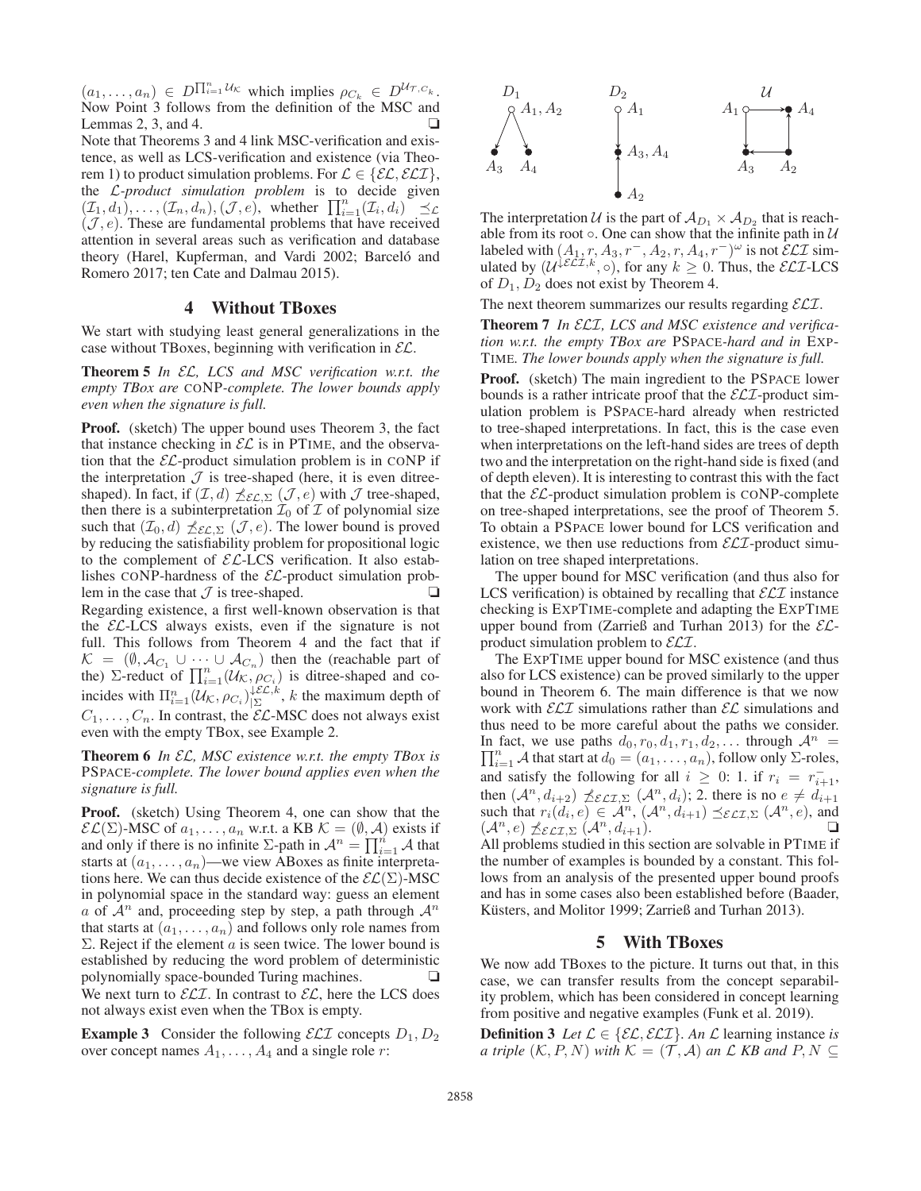$(a_1, \ldots, a_n) \in D^{\prod_{i=1}^n \mathcal{U}_\mathcal{K}}$ which implies $\rho_{C_k} \in D^{\mathcal{U}_{\mathcal{T},C_k}}$. Now Point 3 follows from the definition of the MSC and Lemmas 2, 3, and 4. ❏

Note that Theorems 3 and 4 link MSC-verification and existence, as well as LCS-verification and existence (via Theorem 1) to product simulation problems. For $\mathcal{L} \in \{\mathcal{EL}, \mathcal{ELI}\}$, the *$\mathcal{L}$-product simulation problem* is to decide given $(\mathcal{I}_1, d_1), \ldots, (\mathcal{I}_n, d_n), (\mathcal{J}, e)$, whether $\prod_{i=1}^n (\mathcal{I}_i, d_i) \preceq_\mathcal{L} (\mathcal{J}, e)$. These are fundamental problems that have received attention in several areas such as verification and database theory (Harel, Kupferman, and Vardi 2002; Barceló and Romero 2017; ten Cate and Dalmau 2015).

## 4 Without TBoxes

We start with studying least general generalizations in the case without TBoxes, beginning with verification in $\mathcal{EL}$.

**Theorem 5** *In $\mathcal{EL}$, LCS and MSC verification w.r.t. the empty TBox are* CONP*-complete. The lower bounds apply even when the signature is full.*

**Proof.** (sketch) The upper bound uses Theorem 3, the fact that instance checking in $\mathcal{EL}$ is in PTIME, and the observation that the $\mathcal{EL}$-product simulation problem is in CONP if the interpretation $\mathcal{J}$ is tree-shaped (here, it is even ditree-shaped). In fact, if $(\mathcal{I}, d) \not\preceq_{\mathcal{EL},\Sigma} (\mathcal{J}, e)$ with $\mathcal{J}$ tree-shaped, then there is a subinterpretation $\mathcal{I}_0$ of $\mathcal{I}$ of polynomial size such that $(\mathcal{I}_0, d) \not\preceq_{\mathcal{EL},\Sigma} (\mathcal{J}, e)$. The lower bound is proved by reducing the satisfiability problem for propositional logic to the complement of $\mathcal{EL}$-LCS verification. It also establishes CONP-hardness of the $\mathcal{EL}$-product simulation problem in the case that $\mathcal{J}$ is tree-shaped. ❏

Regarding existence, a first well-known observation is that the $\mathcal{EL}$-LCS always exists, even if the signature is not full. This follows from Theorem 4 and the fact that if $\mathcal{K} = (\emptyset, \mathcal{A}_{C_1} \cup \cdots \cup \mathcal{A}_{C_n})$ then the (reachable part of the) $\Sigma$-reduct of $\prod_{i=1}^n (\mathcal{U}_\mathcal{K}, \rho_{C_i})$ is ditree-shaped and coincides with $\Pi_{i=1}^n (\mathcal{U}_\mathcal{K}, \rho_{C_i})^{\downarrow \mathcal{EL},k}_{|\Sigma}$, $k$ the maximum depth of $C_1, \ldots, C_n$. In contrast, the $\mathcal{EL}$-MSC does not always exist even with the empty TBox, see Example 2.

**Theorem 6** *In $\mathcal{EL}$, MSC existence w.r.t. the empty TBox is* PSPACE*-complete. The lower bound applies even when the signature is full.*

**Proof.** (sketch) Using Theorem 4, one can show that the $\mathcal{EL}(\Sigma)$-MSC of $a_1, \ldots, a_n$ w.r.t. a KB $\mathcal{K} = (\emptyset, \mathcal{A})$ exists if and only if there is no infinite $\Sigma$-path in $\mathcal{A}^n = \prod_{i=1}^n \mathcal{A}$ that starts at $(a_1, \ldots, a_n)$—we view ABoxes as finite interpretations here. We can thus decide existence of the $\mathcal{EL}(\Sigma)$-MSC in polynomial space in the standard way: guess an element $a$ of $\mathcal{A}^n$ and, proceeding step by step, a path through $\mathcal{A}^n$ that starts at $(a_1, \ldots, a_n)$ and follows only role names from $\Sigma$. Reject if the element $a$ is seen twice. The lower bound is established by reducing the word problem of deterministic polynomially space-bounded Turing machines. ❏

We next turn to $\mathcal{ELI}$. In contrast to $\mathcal{EL}$, here the LCS does not always exist even when the TBox is empty.

**Example 3** Consider the following $\mathcal{ELI}$ concepts $D_1, D_2$ over concept names $A_1, \ldots, A_4$ and a single role $r$:

The interpretation $\mathcal{U}$ is the part of $\mathcal{A}_{D_1} \times \mathcal{A}_{D_2}$ that is reachable from its root $\circ$. One can show that the infinite path in $\mathcal{U}$ labeled with $(A_1, r, A_3, r^-, A_2, r, A_4, r^-)^\omega$ is not $\mathcal{ELI}$ simulated by $(\mathcal{U}^{\downarrow \mathcal{ELI},k}, \circ)$, for any $k \geq 0$. Thus, the $\mathcal{ELI}$-LCS of $D_1, D_2$ does not exist by Theorem 4.

The next theorem summarizes our results regarding $\mathcal{ELI}$.

**Theorem 7** *In $\mathcal{ELI}$, LCS and MSC existence and verification w.r.t. the empty TBox are* PSPACE*-hard and in* EXPTIME*. The lower bounds apply when the signature is full.*

**Proof.** (sketch) The main ingredient to the PSPACE lower bounds is a rather intricate proof that the $\mathcal{ELI}$-product simulation problem is PSPACE-hard already when restricted to tree-shaped interpretations. In fact, this is the case even when interpretations on the left-hand sides are trees of depth two and the interpretation on the right-hand side is fixed (and of depth eleven). It is interesting to contrast this with the fact that the $\mathcal{EL}$-product simulation problem is CONP-complete on tree-shaped interpretations, see the proof of Theorem 5. To obtain a PSPACE lower bound for LCS verification and existence, we then use reductions from $\mathcal{ELI}$-product simulation on tree shaped interpretations.

The upper bound for MSC verification (and thus also for LCS verification) is obtained by recalling that $\mathcal{ELI}$ instance checking is EXPTIME-complete and adapting the EXPTIME upper bound from (Zarrieß and Turhan 2013) for the $\mathcal{EL}$-product simulation problem to $\mathcal{ELI}$.

The EXPTIME upper bound for MSC existence (and thus also for LCS existence) can be proved similarly to the upper bound in Theorem 6. The main difference is that we now work with $\mathcal{ELI}$ simulations rather than $\mathcal{EL}$ simulations and thus need to be more careful about the paths we consider. In fact, we use paths $d_0, r_0, d_1, r_1, d_2, \ldots$ through $\mathcal{A}^n = \prod_{i=1}^n \mathcal{A}$ that start at $d_0 = (a_1, \ldots, a_n)$, follow only $\Sigma$-roles, and satisfy the following for all $i \geq 0$: 1. if $r_i = r_{i+1}^-$, then $(\mathcal{A}^n, d_{i+2}) \not\preceq_{\mathcal{ELI},\Sigma} (\mathcal{A}^n, d_i)$; 2. there is no $e \neq d_{i+1}$ such that $r_i(d_i, e) \in \mathcal{A}^n$, $(\mathcal{A}^n, d_{i+1}) \preceq_{\mathcal{ELI},\Sigma} (\mathcal{A}^n, e)$, and $(\mathcal{A}^n, e) \not\preceq_{\mathcal{ELI},\Sigma} (\mathcal{A}^n, d_{i+1})$. ❏

All problems studied in this section are solvable in PTIME if the number of examples is bounded by a constant. This follows from an analysis of the presented upper bound proofs and has in some cases also been established before (Baader, Küsters, and Molitor 1999; Zarrieß and Turhan 2013).

## 5 With TBoxes

We now add TBoxes to the picture. It turns out that, in this case, we can transfer results from the concept separability problem, which has been considered in concept learning from positive and negative examples (Funk et al. 2019).

**Definition 3** *Let $\mathcal{L} \in \{\mathcal{EL}, \mathcal{ELI}\}$. An $\mathcal{L}$ learning instance is a triple $(\mathcal{K}, P, N)$ with $\mathcal{K} = (\mathcal{T}, \mathcal{A})$ an $\mathcal{L}$ KB and $P, N \subseteq$*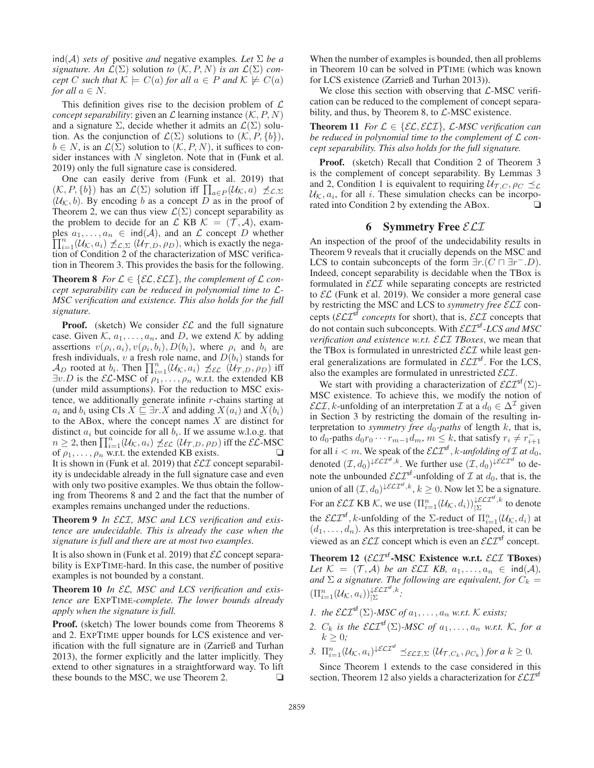$\mathsf{ind}(\mathcal{A})$ *sets of* positive *and* negative examples*. Let $\Sigma$ be a signature. An $\mathcal{L}(\Sigma)$ solution to $(\mathcal{K}, P, N)$ is an $\mathcal{L}(\Sigma)$ concept $C$ such that $\mathcal{K} \models C(a)$ for all $a \in P$ and $\mathcal{K} \not\models C(a)$ for all $a \in N$.*

This definition gives rise to the decision problem of $\mathcal{L}$ *concept separability*: given an $\mathcal{L}$ learning instance $(\mathcal{K}, P, N)$ and a signature $\Sigma$, decide whether it admits an $\mathcal{L}(\Sigma)$ solution. As the conjunction of $\mathcal{L}(\Sigma)$ solutions to $(\mathcal{K}, P, \{b\})$, $b \in N$, is an $\mathcal{L}(\Sigma)$ solution to $(\mathcal{K}, P, N)$, it suffices to consider instances with $N$ singleton. Note that in (Funk et al. 2019) only the full signature case is considered.

One can easily derive from (Funk et al. 2019) that $(\mathcal{K}, P, \{b\})$ has an $\mathcal{L}(\Sigma)$ solution iff $\prod_{a \in P}(\mathcal{U}_\mathcal{K}, a) \not\preceq_{\mathcal{L},\Sigma} (\mathcal{U}_\mathcal{K}, b)$. By encoding $b$ as a concept $D$ as in the proof of Theorem 2, we can thus view $\mathcal{L}(\Sigma)$ concept separability as the problem to decide for an $\mathcal{L}$ KB $\mathcal{K} = (\mathcal{T}, \mathcal{A})$, examples $a_1, \dots, a_n \in \mathsf{ind}(\mathcal{A})$, and an $\mathcal{L}$ concept $D$ whether $\prod_{i=1}^n(\mathcal{U}_\mathcal{K}, a_i) \not\preceq_{\mathcal{L},\Sigma} (\mathcal{U}_{\mathcal{T},D}, \rho_D)$, which is exactly the negation of Condition 2 of the characterization of MSC verification in Theorem 3. This provides the basis for the following.

**Theorem 8** *For $\mathcal{L} \in \{\mathcal{EL}, \mathcal{ELI}\}$, the complement of $\mathcal{L}$ concept separability can be reduced in polynomial time to $\mathcal{L}$-MSC verification and existence. This also holds for the full signature.*

**Proof.** (sketch) We consider $\mathcal{EL}$ and the full signature case. Given $\mathcal{K}$, $a_1, \dots, a_n$, and $D$, we extend $\mathcal{K}$ by adding assertions $v(\rho_i, a_i), v(\rho_i, b_i), D(b_i)$, where $\rho_i$ and $b_i$ are fresh individuals, $v$ a fresh role name, and $D(b_i)$ stands for $\mathcal{A}_D$ rooted at $b_i$. Then $\prod_{i=1}^n(\mathcal{U}_\mathcal{K}, a_i) \not\preceq_{\mathcal{EL}} (\mathcal{U}_{\mathcal{T},D}, \rho_D)$ iff $\exists v.D$ is the $\mathcal{EL}$-MSC of $\rho_1, \dots, \rho_n$ w.r.t. the extended KB (under mild assumptions). For the reduction to MSC existence, we additionally generate infinite $r$-chains starting at $a_i$ and $b_i$ using CIs $X \sqsubseteq \exists r.X$ and adding $X(a_i)$ and $X(b_i)$ to the ABox, where the concept names $X$ are distinct for distinct $a_i$ but coincide for all $b_i$. If we assume w.l.o.g. that $n \geq 2$, then $\prod_{i=1}^n(\mathcal{U}_\mathcal{K}, a_i) \not\preceq_{\mathcal{EL}} (\mathcal{U}_{\mathcal{T},D}, \rho_D)$ iff the $\mathcal{EL}$-MSC of $\rho_1, \dots, \rho_n$ w.r.t. the extended KB exists. ❑

It is shown in (Funk et al. 2019) that $\mathcal{ELI}$ concept separability is undecidable already in the full signature case and even with only two positive examples. We thus obtain the following from Theorems 8 and 2 and the fact that the number of examples remains unchanged under the reductions.

**Theorem 9** *In $\mathcal{ELI}$, MSC and LCS verification and existence are undecidable. This is already the case when the signature is full and there are at most two examples.*

It is also shown in (Funk et al. 2019) that $\mathcal{EL}$ concept separability is EXPTIME-hard. In this case, the number of positive examples is not bounded by a constant.

**Theorem 10** *In $\mathcal{EL}$, MSC and LCS verification and existence are* EXPTIME*-complete. The lower bounds already apply when the signature is full.*

**Proof.** (sketch) The lower bounds come from Theorems 8 and 2. EXPTIME upper bounds for LCS existence and verification with the full signature are in (Zarrieß and Turhan 2013), the former explicitly and the latter implicitly. They extend to other signatures in a straightforward way. To lift these bounds to the MSC, we use Theorem 2. ❑

When the number of examples is bounded, then all problems in Theorem 10 can be solved in PTIME (which was known for LCS existence (Zarrieß and Turhan 2013)).

We close this section with observing that $\mathcal{L}$-MSC verification can be reduced to the complement of concept separability, and thus, by Theorem 8, to $\mathcal{L}$-MSC existence.

**Theorem 11** *For $\mathcal{L} \in \{\mathcal{EL}, \mathcal{ELI}\}$, $\mathcal{L}$-MSC verification can be reduced in polynomial time to the complement of $\mathcal{L}$ concept separability. This also holds for the full signature.*

**Proof.** (sketch) Recall that Condition 2 of Theorem 3 is the complement of concept separability. By Lemmas 3 and 2, Condition 1 is equivalent to requiring $\mathcal{U}_{\mathcal{T},C}, \rho_C \preceq_\mathcal{L} \mathcal{U}_\mathcal{K}, a_i$, for all $i$. These simulation checks can be incorporated into Condition 2 by extending the ABox. ❑

## 6 Symmetry Free $\mathcal{ELI}$

An inspection of the proof of the undecidability results in Theorem 9 reveals that it crucially depends on the MSC and LCS to contain subconcepts of the form $\exists r.(C \sqcap \exists r^-.D)$. Indeed, concept separability is decidable when the TBox is formulated in $\mathcal{ELI}$ while separating concepts are restricted to $\mathcal{EL}$ (Funk et al. 2019). We consider a more general case by restricting the MSC and LCS to *symmetry free $\mathcal{ELI}$* concepts (*$\mathcal{ELI}^{\mathsf{sf}}$ concepts* for short), that is, $\mathcal{ELI}$ concepts that do not contain such subconcepts. With *$\mathcal{ELI}^{\mathsf{sf}}$-LCS and MSC verification and existence w.r.t. $\mathcal{ELI}$ TBoxes*, we mean that the TBox is formulated in unrestricted $\mathcal{ELI}$ while least general generalizations are formulated in $\mathcal{ELI}^{\mathsf{sf}}$. For the LCS, also the examples are formulated in unrestricted $\mathcal{ELI}$.

We start with providing a characterization of $\mathcal{ELI}^{\mathsf{sf}}(\Sigma)$-MSC existence. To achieve this, we modify the notion of $\mathcal{ELI}$, $k$-unfolding of an interpretation $\mathcal{I}$ at a $d_0 \in \Delta^\mathcal{I}$ given in Section 3 by restricting the domain of the resulting interpretation to *symmetry free $d_0$-paths* of length $k$, that is, to $d_0$-paths $d_0 r_0 \cdots r_{m-1} d_m$, $m \leq k$, that satisfy $r_i \neq r_{i+1}^-$ for all $i < m$. We speak of the *$\mathcal{ELI}^{\mathsf{sf}}$, $k$-unfolding of $\mathcal{I}$ at $d_0$*, denoted $(\mathcal{I}, d_0)^{\downarrow \mathcal{ELI}^{\mathsf{sf}},k}$. We further use $(\mathcal{I}, d_0)^{\downarrow \mathcal{ELI}^{\mathsf{sf}}}$ to denote the unbounded $\mathcal{ELI}^{\mathsf{sf}}$-unfolding of $\mathcal{I}$ at $d_0$, that is, the union of all $(\mathcal{I}, d_0)^{\downarrow \mathcal{ELI}^{\mathsf{sf}},k}$, $k \geq 0$. Now let $\Sigma$ be a signature. For an $\mathcal{ELI}$ KB $\mathcal{K}$, we use $(\Pi_{i=1}^n(\mathcal{U}_\mathcal{K}, d_i))_{|\Sigma}^{\downarrow \mathcal{ELI}^{\mathsf{sf}},k}$ to denote the $\mathcal{ELI}^{\mathsf{sf}}$, $k$-unfolding of the $\Sigma$-reduct of $\Pi_{i=1}^n(\mathcal{U}_\mathcal{K}, d_i)$ at $(d_1, \dots, d_n)$. As this interpretation is tree-shaped, it can be viewed as an $\mathcal{ELI}$ concept which is even an $\mathcal{ELI}^{\mathsf{sf}}$ concept.

**Theorem 12** **($\mathcal{ELI}^{\mathsf{sf}}$-MSC Existence w.r.t. $\mathcal{ELI}$ TBoxes)** *Let $\mathcal{K} = (\mathcal{T}, \mathcal{A})$ be an $\mathcal{ELI}$ KB, $a_1, \dots, a_n \in \mathsf{ind}(\mathcal{A})$, and $\Sigma$ a signature. The following are equivalent, for $C_k = (\Pi_{i=1}^n(\mathcal{U}_\mathcal{K}, a_i))_{|\Sigma}^{\downarrow \mathcal{ELI}^{\mathsf{sf}},k}$:*

1. *the $\mathcal{ELI}^{\mathsf{sf}}(\Sigma)$-MSC of $a_1, \dots, a_n$ w.r.t. $\mathcal{K}$ exists;*
2. *$C_k$ is the $\mathcal{ELI}^{\mathsf{sf}}(\Sigma)$-MSC of $a_1, \dots, a_n$ w.r.t. $\mathcal{K}$, for a $k \geq 0$;*
3. *$\Pi_{i=1}^n(\mathcal{U}_\mathcal{K}, a_i)^{\downarrow \mathcal{ELI}^{\mathsf{sf}}} \preceq_{\mathcal{ELI},\Sigma} (\mathcal{U}_{\mathcal{T},C_k}, \rho_{C_k})$ for a $k \geq 0$.*

Since Theorem 1 extends to the case considered in this section, Theorem 12 also yields a characterization for $\mathcal{ELI}^{\mathsf{sf}}$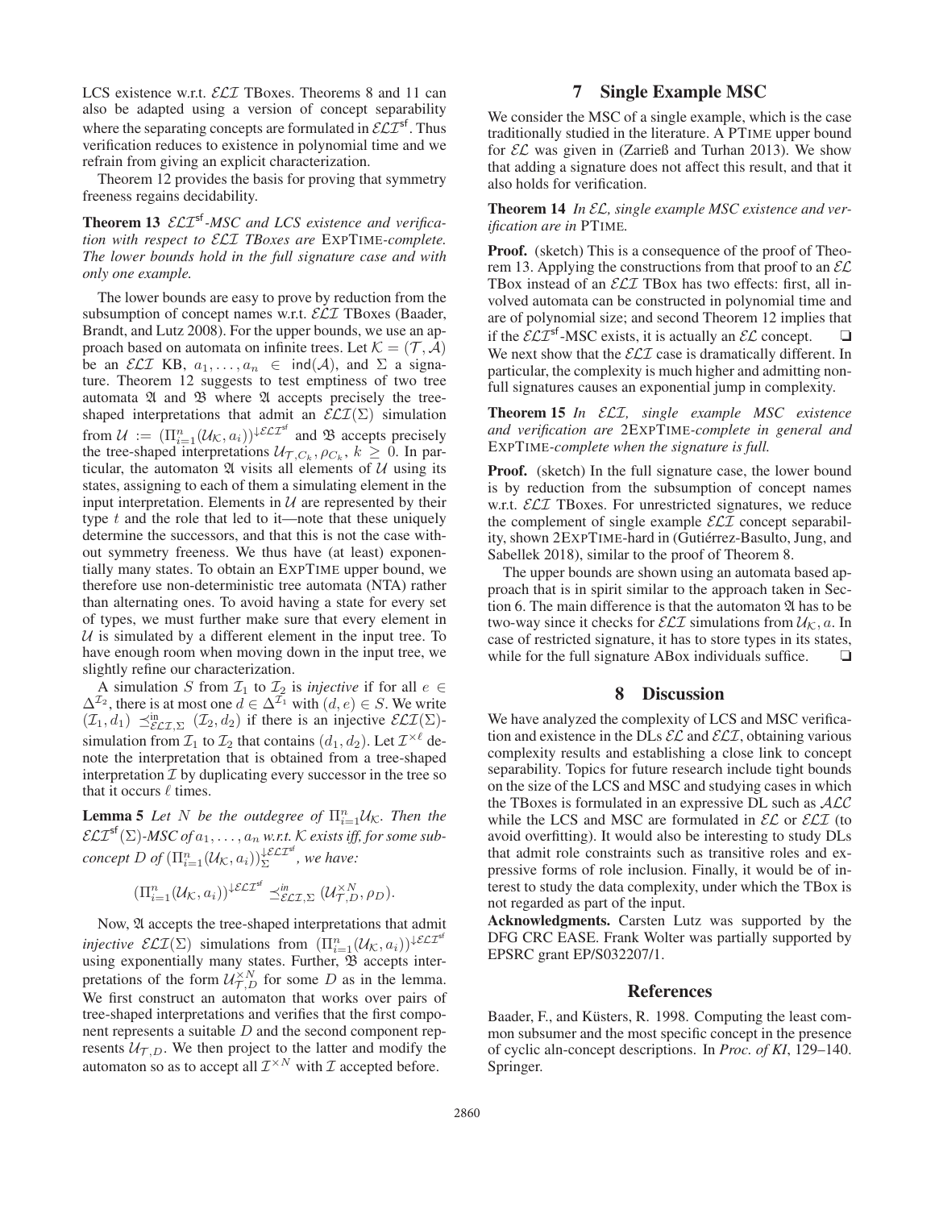LCS existence w.r.t. $\mathcal{ELI}$ TBoxes. Theorems 8 and 11 can also be adapted using a version of concept separability where the separating concepts are formulated in $\mathcal{ELI}^{\mathsf{sf}}$. Thus verification reduces to existence in polynomial time and we refrain from giving an explicit characterization.

Theorem 12 provides the basis for proving that symmetry freeness regains decidability.

**Theorem 13** *$\mathcal{ELI}^{\mathsf{sf}}$-MSC and LCS existence and verification with respect to $\mathcal{ELI}$ TBoxes are* ExpTime*-complete. The lower bounds hold in the full signature case and with only one example.*

The lower bounds are easy to prove by reduction from the subsumption of concept names w.r.t. $\mathcal{ELI}$ TBoxes (Baader, Brandt, and Lutz 2008). For the upper bounds, we use an approach based on automata on infinite trees. Let $\mathcal{K} = (\mathcal{T}, \mathcal{A})$ be an $\mathcal{ELI}$ KB, $a_1, \ldots, a_n \in \mathsf{ind}(\mathcal{A})$, and $\Sigma$ a signature. Theorem 12 suggests to test emptiness of two tree automata $\mathfrak{A}$ and $\mathfrak{B}$ where $\mathfrak{A}$ accepts precisely the tree-shaped interpretations that admit an $\mathcal{ELI}(\Sigma)$ simulation from $\mathcal{U} := (\Pi_{i=1}^n(\mathcal{U}_\mathcal{K}, a_i))^{\downarrow \mathcal{ELI}^{\mathsf{sf}}}$ and $\mathfrak{B}$ accepts precisely the tree-shaped interpretations $\mathcal{U}_{\mathcal{T}, C_k}, \rho_{C_k}$, $k \geq 0$. In particular, the automaton $\mathfrak{A}$ visits all elements of $\mathcal{U}$ using its states, assigning to each of them a simulating element in the input interpretation. Elements in $\mathcal{U}$ are represented by their type $t$ and the role that led to it—note that these uniquely determine the successors, and that this is not the case without symmetry freeness. We thus have (at least) exponentially many states. To obtain an ExpTime upper bound, we therefore use non-deterministic tree automata (NTA) rather than alternating ones. To avoid having a state for every set of types, we must further make sure that every element in $\mathcal{U}$ is simulated by a different element in the input tree. To have enough room when moving down in the input tree, we slightly refine our characterization.

A simulation $S$ from $\mathcal{I}_1$ to $\mathcal{I}_2$ is *injective* if for all $e \in \Delta^{\mathcal{I}_2}$, there is at most one $d \in \Delta^{\mathcal{I}_1}$ with $(d, e) \in S$. We write $(\mathcal{I}_1, d_1) \preceq^{\mathsf{in}}_{\mathcal{ELI},\Sigma} (\mathcal{I}_2, d_2)$ if there is an injective $\mathcal{ELI}(\Sigma)$-simulation from $\mathcal{I}_1$ to $\mathcal{I}_2$ that contains $(d_1, d_2)$. Let $\mathcal{I}^{\times \ell}$ denote the interpretation that is obtained from a tree-shaped interpretation $\mathcal{I}$ by duplicating every successor in the tree so that it occurs $\ell$ times.

**Lemma 5** *Let $N$ be the outdegree of $\Pi_{i=1}^n \mathcal{U}_\mathcal{K}$. Then the $\mathcal{ELI}^{\mathsf{sf}}(\Sigma)$-MSC of $a_1, \ldots, a_n$ w.r.t. $\mathcal{K}$ exists iff, for some subconcept $D$ of $(\Pi_{i=1}^n(\mathcal{U}_\mathcal{K}, a_i))^{\downarrow \mathcal{ELI}^{\mathsf{sf}}}_\Sigma$, we have:*

$$(\Pi_{i=1}^n(\mathcal{U}_\mathcal{K}, a_i))^{\downarrow \mathcal{ELI}^{\mathsf{sf}}} \preceq^{in}_{\mathcal{ELI},\Sigma} (\mathcal{U}^{\times N}_{\mathcal{T},D}, \rho_D).$$

Now, $\mathfrak{A}$ accepts the tree-shaped interpretations that admit *injective* $\mathcal{ELI}(\Sigma)$ simulations from $(\Pi_{i=1}^n(\mathcal{U}_\mathcal{K}, a_i))^{\downarrow \mathcal{ELI}^{\mathsf{sf}}}$ using exponentially many states. Further, $\mathfrak{B}$ accepts interpretations of the form $\mathcal{U}^{\times N}_{\mathcal{T},D}$ for some $D$ as in the lemma. We first construct an automaton that works over pairs of tree-shaped interpretations and verifies that the first component represents a suitable $D$ and the second component represents $\mathcal{U}_{\mathcal{T},D}$. We then project to the latter and modify the automaton so as to accept all $\mathcal{I}^{\times N}$ with $\mathcal{I}$ accepted before.

## 7 Single Example MSC

We consider the MSC of a single example, which is the case traditionally studied in the literature. A PTime upper bound for $\mathcal{EL}$ was given in (Zarrieß and Turhan 2013). We show that adding a signature does not affect this result, and that it also holds for verification.

**Theorem 14** *In $\mathcal{EL}$, single example MSC existence and verification are in* PTime*.*

**Proof.** (sketch) This is a consequence of the proof of Theorem 13. Applying the constructions from that proof to an $\mathcal{EL}$ TBox instead of an $\mathcal{ELI}$ TBox has two effects: first, all involved automata can be constructed in polynomial time and are of polynomial size; and second Theorem 12 implies that if the $\mathcal{ELI}^{\mathsf{sf}}$-MSC exists, it is actually an $\mathcal{EL}$ concept. ❏

We next show that the $\mathcal{ELI}$ case is dramatically different. In particular, the complexity is much higher and admitting nonfull signatures causes an exponential jump in complexity.

**Theorem 15** *In $\mathcal{ELI}$, single example MSC existence and verification are* 2ExpTime*-complete in general and* ExpTime*-complete when the signature is full.*

**Proof.** (sketch) In the full signature case, the lower bound is by reduction from the subsumption of concept names w.r.t. $\mathcal{ELI}$ TBoxes. For unrestricted signatures, we reduce the complement of single example $\mathcal{ELI}$ concept separability, shown 2ExpTime-hard in (Gutiérrez-Basulto, Jung, and Sabellek 2018), similar to the proof of Theorem 8.

The upper bounds are shown using an automata based approach that is in spirit similar to the approach taken in Section 6. The main difference is that the automaton $\mathfrak{A}$ has to be two-way since it checks for $\mathcal{ELI}$ simulations from $\mathcal{U}_\mathcal{K}, a$. In case of restricted signature, it has to store types in its states, while for the full signature ABox individuals suffice. ❏

## 8 Discussion

We have analyzed the complexity of LCS and MSC verification and existence in the DLs $\mathcal{EL}$ and $\mathcal{ELI}$, obtaining various complexity results and establishing a close link to concept separability. Topics for future research include tight bounds on the size of the LCS and MSC and studying cases in which the TBoxes is formulated in an expressive DL such as $\mathcal{ALC}$ while the LCS and MSC are formulated in $\mathcal{EL}$ or $\mathcal{ELI}$ (to avoid overfitting). It would also be interesting to study DLs that admit role constraints such as transitive roles and expressive forms of role inclusion. Finally, it would be of interest to study the data complexity, under which the TBox is not regarded as part of the input.

**Acknowledgments.** Carsten Lutz was supported by the DFG CRC EASE. Frank Wolter was partially supported by EPSRC grant EP/S032207/1.

## References

Baader, F., and Küsters, R. 1998. Computing the least common subsumer and the most specific concept in the presence of cyclic aln-concept descriptions. In *Proc. of KI*, 129–140. Springer.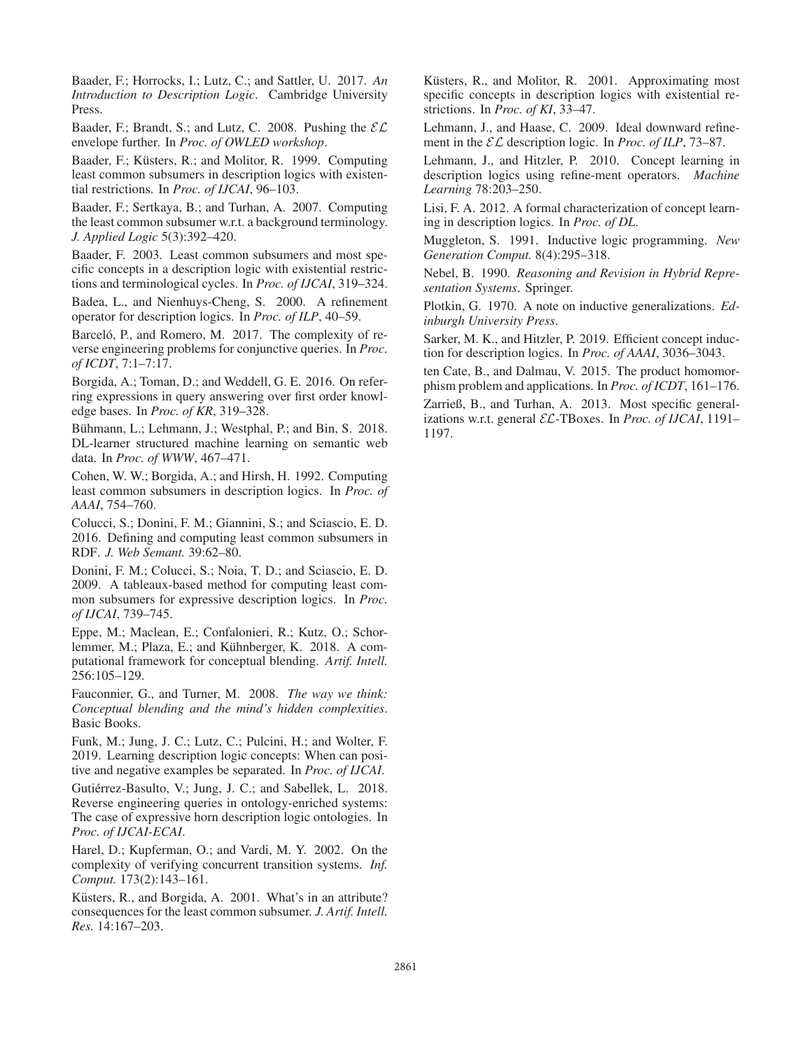Baader, F.; Horrocks, I.; Lutz, C.; and Sattler, U. 2017. *An Introduction to Description Logic*. Cambridge University Press.

Baader, F.; Brandt, S.; and Lutz, C. 2008. Pushing the $\mathcal{EL}$ envelope further. In *Proc. of OWLED workshop*.

Baader, F.; Küsters, R.; and Molitor, R. 1999. Computing least common subsumers in description logics with existential restrictions. In *Proc. of IJCAI*, 96–103.

Baader, F.; Sertkaya, B.; and Turhan, A. 2007. Computing the least common subsumer w.r.t. a background terminology. *J. Applied Logic* 5(3):392–420.

Baader, F. 2003. Least common subsumers and most specific concepts in a description logic with existential restrictions and terminological cycles. In *Proc. of IJCAI*, 319–324.

Badea, L., and Nienhuys-Cheng, S. 2000. A refinement operator for description logics. In *Proc. of ILP*, 40–59.

Barceló, P., and Romero, M. 2017. The complexity of reverse engineering problems for conjunctive queries. In *Proc. of ICDT*, 7:1–7:17.

Borgida, A.; Toman, D.; and Weddell, G. E. 2016. On referring expressions in query answering over first order knowledge bases. In *Proc. of KR*, 319–328.

Bühmann, L.; Lehmann, J.; Westphal, P.; and Bin, S. 2018. DL-learner structured machine learning on semantic web data. In *Proc. of WWW*, 467–471.

Cohen, W. W.; Borgida, A.; and Hirsh, H. 1992. Computing least common subsumers in description logics. In *Proc. of AAAI*, 754–760.

Colucci, S.; Donini, F. M.; Giannini, S.; and Sciascio, E. D. 2016. Defining and computing least common subsumers in RDF. *J. Web Semant.* 39:62–80.

Donini, F. M.; Colucci, S.; Noia, T. D.; and Sciascio, E. D. 2009. A tableaux-based method for computing least common subsumers for expressive description logics. In *Proc. of IJCAI*, 739–745.

Eppe, M.; Maclean, E.; Confalonieri, R.; Kutz, O.; Schorlemmer, M.; Plaza, E.; and Kühnberger, K. 2018. A computational framework for conceptual blending. *Artif. Intell.* 256:105–129.

Fauconnier, G., and Turner, M. 2008. *The way we think: Conceptual blending and the mind's hidden complexities*. Basic Books.

Funk, M.; Jung, J. C.; Lutz, C.; Pulcini, H.; and Wolter, F. 2019. Learning description logic concepts: When can positive and negative examples be separated. In *Proc. of IJCAI*.

Gutiérrez-Basulto, V.; Jung, J. C.; and Sabellek, L. 2018. Reverse engineering queries in ontology-enriched systems: The case of expressive horn description logic ontologies. In *Proc. of IJCAI-ECAI*.

Harel, D.; Kupferman, O.; and Vardi, M. Y. 2002. On the complexity of verifying concurrent transition systems. *Inf. Comput.* 173(2):143–161.

Küsters, R., and Borgida, A. 2001. What's in an attribute? consequences for the least common subsumer. *J. Artif. Intell. Res.* 14:167–203.

Küsters, R., and Molitor, R. 2001. Approximating most specific concepts in description logics with existential restrictions. In *Proc. of KI*, 33–47.

Lehmann, J., and Haase, C. 2009. Ideal downward refinement in the $\mathcal{EL}$ description logic. In *Proc. of ILP*, 73–87.

Lehmann, J., and Hitzler, P. 2010. Concept learning in description logics using refine-ment operators. *Machine Learning* 78:203–250.

Lisi, F. A. 2012. A formal characterization of concept learning in description logics. In *Proc. of DL*.

Muggleton, S. 1991. Inductive logic programming. *New Generation Comput.* 8(4):295–318.

Nebel, B. 1990. *Reasoning and Revision in Hybrid Representation Systems*. Springer.

Plotkin, G. 1970. A note on inductive generalizations. *Edinburgh University Press*.

Sarker, M. K., and Hitzler, P. 2019. Efficient concept induction for description logics. In *Proc. of AAAI*, 3036–3043.

ten Cate, B., and Dalmau, V. 2015. The product homomorphism problem and applications. In *Proc. of ICDT*, 161–176.

Zarrieß, B., and Turhan, A. 2013. Most specific generalizations w.r.t. general $\mathcal{EL}$-TBoxes. In *Proc. of IJCAI*, 1191–1197.